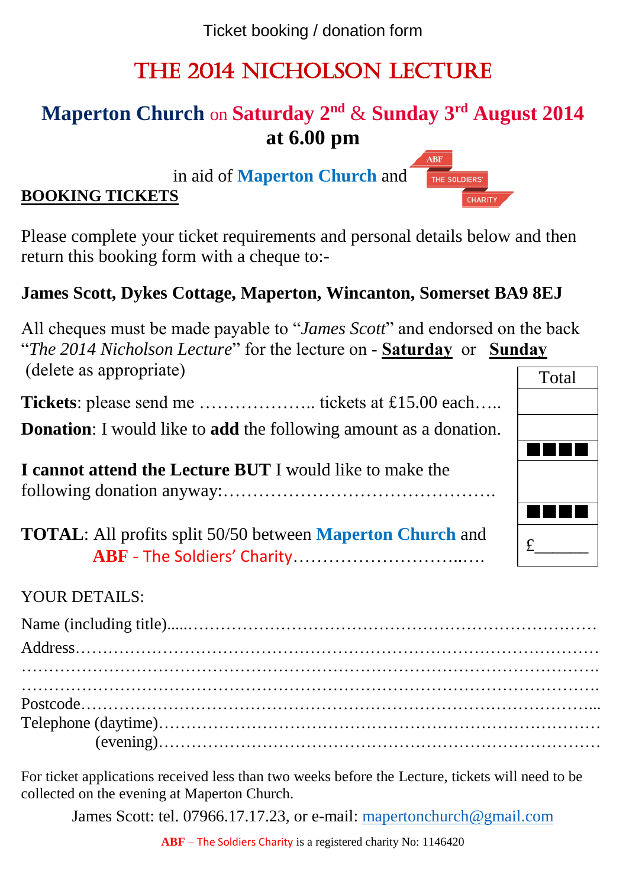Ticket booking / donation form

# THE 2014 NICHOLSON LECTURE

## Maperton Church on Saturday 2nd & Sunday 3rd August 2014 at 6.00 pm

in aid of **Maperton Church** and ABF THE SOLDIERS' CHARITY

**BOOKING TICKETS**

Please complete your ticket requirements and personal details below and then return this booking form with a cheque to:-

**James Scott, Dykes Cottage, Maperton, Wincanton, Somerset BA9 8EJ**

All cheques must be made payable to "*James Scott*" and endorsed on the back "*The 2014 Nicholson Lecture*" for the lecture on - **Saturday** or **Sunday** (delete as appropriate)

| | Total |
|---|---|
| **Tickets**: please send me ……………….. tickets at £15.00 each….. | |
| **Donation**: I would like to **add** the following amount as a donation. | |
| **I cannot attend the Lecture BUT** I would like to make the following donation anyway:………………………………………. | |
| **TOTAL**: All profits split 50/50 between **Maperton Church** and **ABF** - The Soldiers' Charity…………………………..…. | £______ |

YOUR DETAILS:

Name (including title).....………………………………………………………………

Address……………………………………………………………………………….

……………………………………………………………………………………….

……………………………………………………………………………………….

Postcode……………………………………………………………………………...

Telephone (daytime)…………………………………………………………………

(evening)…………………………………………………………………

For ticket applications received less than two weeks before the Lecture, tickets will need to be collected on the evening at Maperton Church.

James Scott: tel. 07966.17.17.23, or e-mail: mapertonchurch@gmail.com

**ABF** – The Soldiers Charity is a registered charity No: 1146420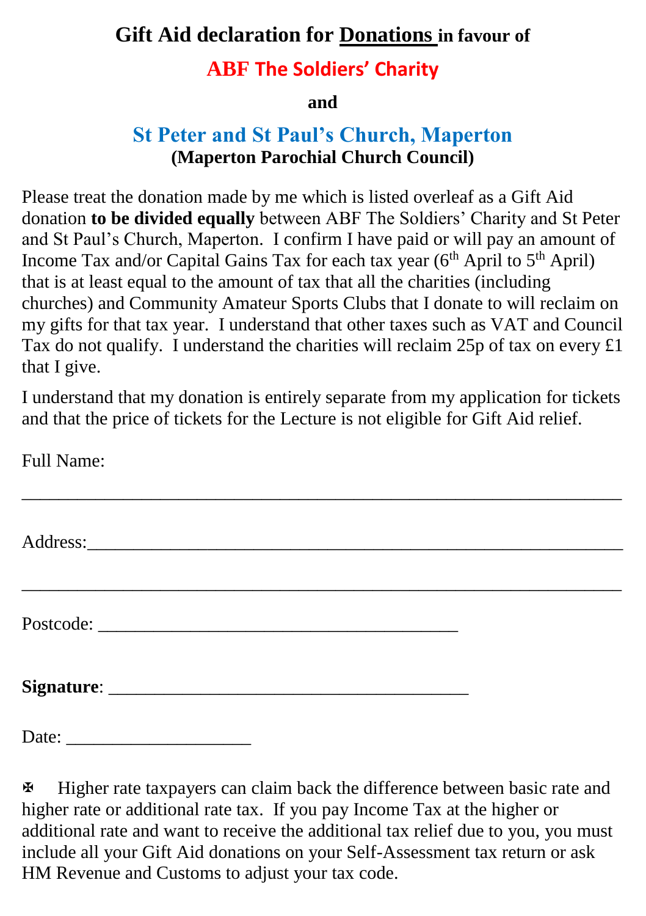# Gift Aid declaration for Donations in favour of

## ABF The Soldiers' Charity

**and**

## St Peter and St Paul's Church, Maperton

**(Maperton Parochial Church Council)**

Please treat the donation made by me which is listed overleaf as a Gift Aid donation **to be divided equally** between ABF The Soldiers' Charity and St Peter and St Paul's Church, Maperton. I confirm I have paid or will pay an amount of Income Tax and/or Capital Gains Tax for each tax year (6th April to 5th April) that is at least equal to the amount of tax that all the charities (including churches) and Community Amateur Sports Clubs that I donate to will reclaim on my gifts for that tax year. I understand that other taxes such as VAT and Council Tax do not qualify. I understand the charities will reclaim 25p of tax on every £1 that I give.

I understand that my donation is entirely separate from my application for tickets and that the price of tickets for the Lecture is not eligible for Gift Aid relief.

Full Name:

_______________________________________________________________

Address:_______________________________________________________

_______________________________________________________________

Postcode: ______________________________________

**Signature**: ______________________________________

Date: ____________________

✠ Higher rate taxpayers can claim back the difference between basic rate and higher rate or additional rate tax. If you pay Income Tax at the higher or additional rate and want to receive the additional tax relief due to you, you must include all your Gift Aid donations on your Self-Assessment tax return or ask HM Revenue and Customs to adjust your tax code.